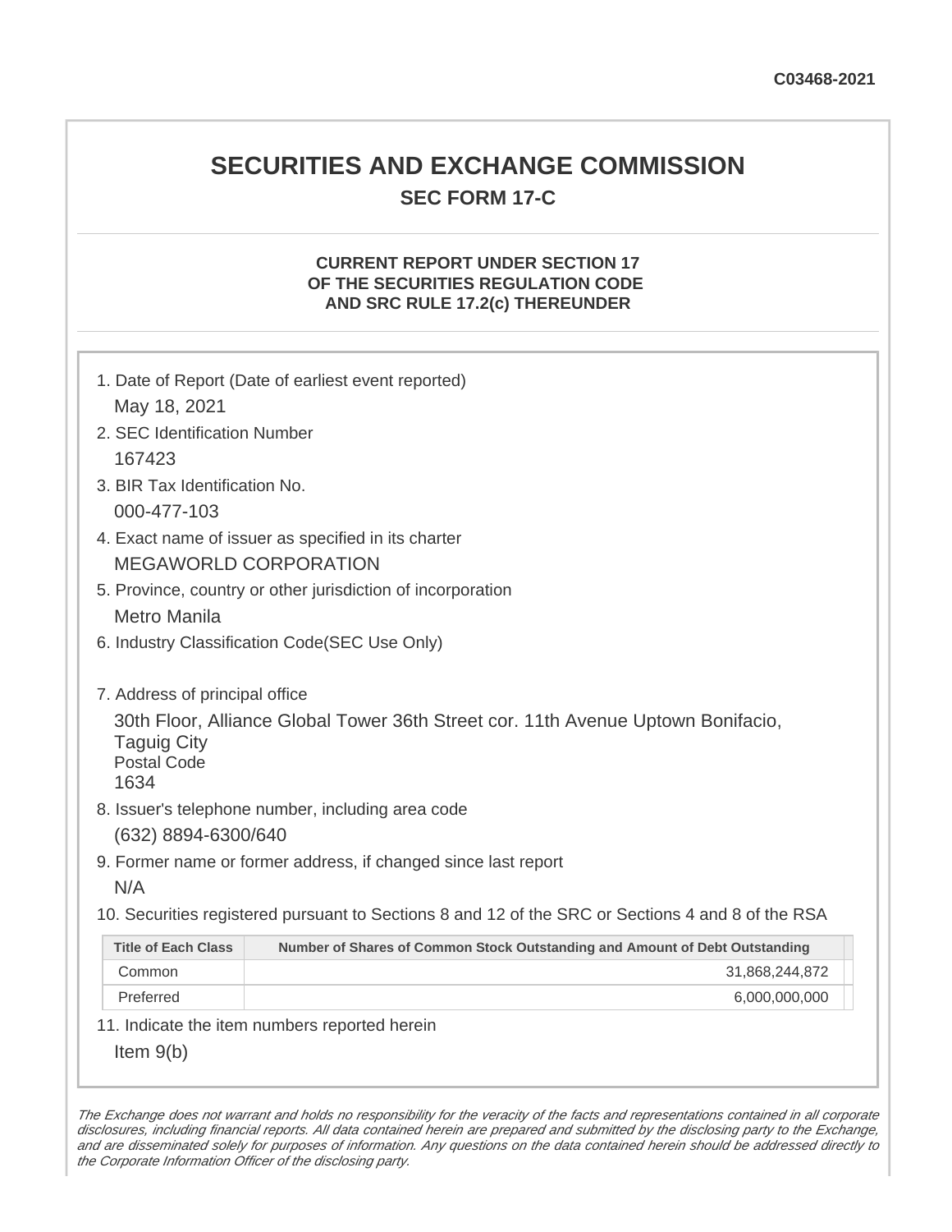C03468-2021

# SECURITIES AND EXCHANGE COMMISSION

## SEC FORM 17-C

### CURRENT REPORT UNDER SECTION 17 OF THE SECURITIES REGULATION CODE AND SRC RULE 17.2(c) THEREUNDER

1. Date of Report (Date of earliest event reported)

   May 18, 2021

2. SEC Identification Number

   167423

3. BIR Tax Identification No.

   000-477-103

4. Exact name of issuer as specified in its charter

   MEGAWORLD CORPORATION

5. Province, country or other jurisdiction of incorporation

   Metro Manila

6. Industry Classification Code(SEC Use Only)

7. Address of principal office

   30th Floor, Alliance Global Tower 36th Street cor. 11th Avenue Uptown Bonifacio, Taguig City
   Postal Code
   1634

8. Issuer's telephone number, including area code

   (632) 8894-6300/640

9. Former name or former address, if changed since last report

   N/A

10. Securities registered pursuant to Sections 8 and 12 of the SRC or Sections 4 and 8 of the RSA

| Title of Each Class | Number of Shares of Common Stock Outstanding and Amount of Debt Outstanding |
|---|---|
| Common | 31,868,244,872 |
| Preferred | 6,000,000,000 |

11. Indicate the item numbers reported herein

   Item 9(b)

*The Exchange does not warrant and holds no responsibility for the veracity of the facts and representations contained in all corporate disclosures, including financial reports. All data contained herein are prepared and submitted by the disclosing party to the Exchange, and are disseminated solely for purposes of information. Any questions on the data contained herein should be addressed directly to the Corporate Information Officer of the disclosing party.*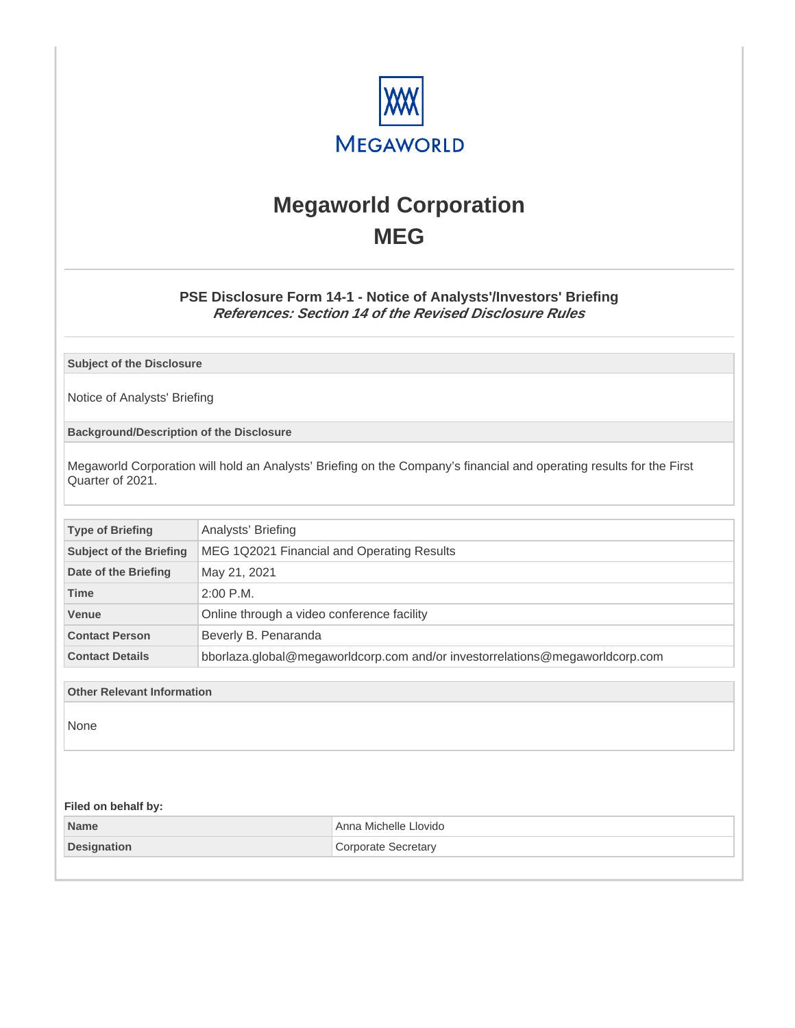MEGAWORLD

# Megaworld Corporation
# MEG

### PSE Disclosure Form 14-1 - Notice of Analysts'/Investors' Briefing
***References: Section 14 of the Revised Disclosure Rules***

**Subject of the Disclosure**

Notice of Analysts' Briefing

**Background/Description of the Disclosure**

Megaworld Corporation will hold an Analysts' Briefing on the Company's financial and operating results for the First Quarter of 2021.

| | |
|---|---|
| **Type of Briefing** | Analysts' Briefing |
| **Subject of the Briefing** | MEG 1Q2021 Financial and Operating Results |
| **Date of the Briefing** | May 21, 2021 |
| **Time** | 2:00 P.M. |
| **Venue** | Online through a video conference facility |
| **Contact Person** | Beverly B. Penaranda |
| **Contact Details** | bborlaza.global@megaworldcorp.com and/or investorrelations@megaworldcorp.com |

**Other Relevant Information**

None

**Filed on behalf by:**

| | |
|---|---|
| **Name** | Anna Michelle Llovido |
| **Designation** | Corporate Secretary |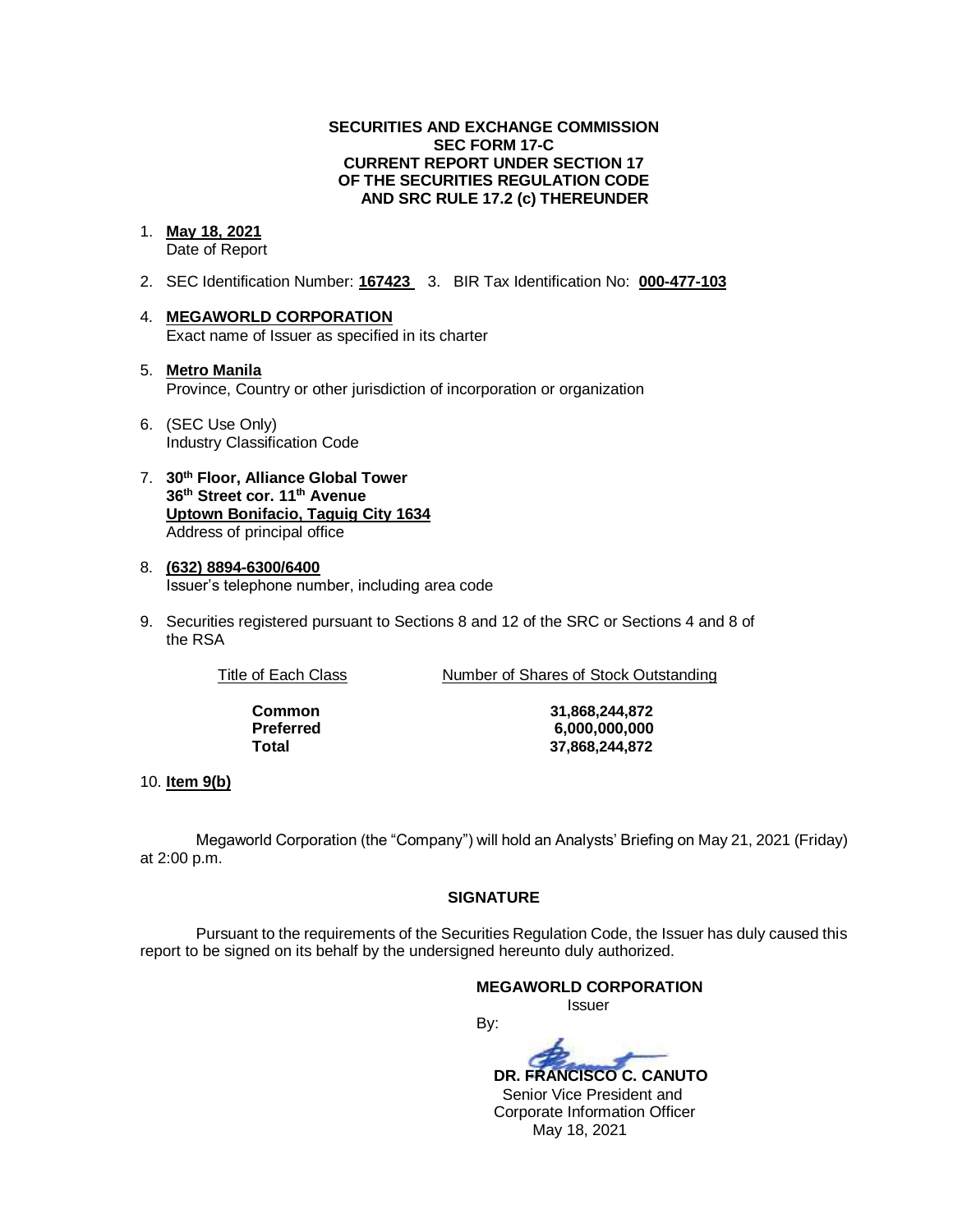**SECURITIES AND EXCHANGE COMMISSION**
**SEC FORM 17-C**
**CURRENT REPORT UNDER SECTION 17**
**OF THE SECURITIES REGULATION CODE**
**AND SRC RULE 17.2 (c) THEREUNDER**

1. **May 18, 2021**
   Date of Report

2. SEC Identification Number: **167423** 3. BIR Tax Identification No: **000-477-103**

4. **MEGAWORLD CORPORATION**
   Exact name of Issuer as specified in its charter

5. **Metro Manila**
   Province, Country or other jurisdiction of incorporation or organization

6. (SEC Use Only)
   Industry Classification Code

7. **30th Floor, Alliance Global Tower**
   **36th Street cor. 11th Avenue**
   **Uptown Bonifacio, Taguig City 1634**
   Address of principal office

8. **(632) 8894-6300/6400**
   Issuer's telephone number, including area code

9. Securities registered pursuant to Sections 8 and 12 of the SRC or Sections 4 and 8 of the RSA

| Title of Each Class | Number of Shares of Stock Outstanding |
|---|---|
| **Common** | **31,868,244,872** |
| **Preferred** | **6,000,000,000** |
| **Total** | **37,868,244,872** |

10. **Item 9(b)**

Megaworld Corporation (the "Company") will hold an Analysts' Briefing on May 21, 2021 (Friday) at 2:00 p.m.

**SIGNATURE**

Pursuant to the requirements of the Securities Regulation Code, the Issuer has duly caused this report to be signed on its behalf by the undersigned hereunto duly authorized.

**MEGAWORLD CORPORATION**
Issuer

By:

**DR. FRANCISCO C. CANUTO**
Senior Vice President and
Corporate Information Officer
May 18, 2021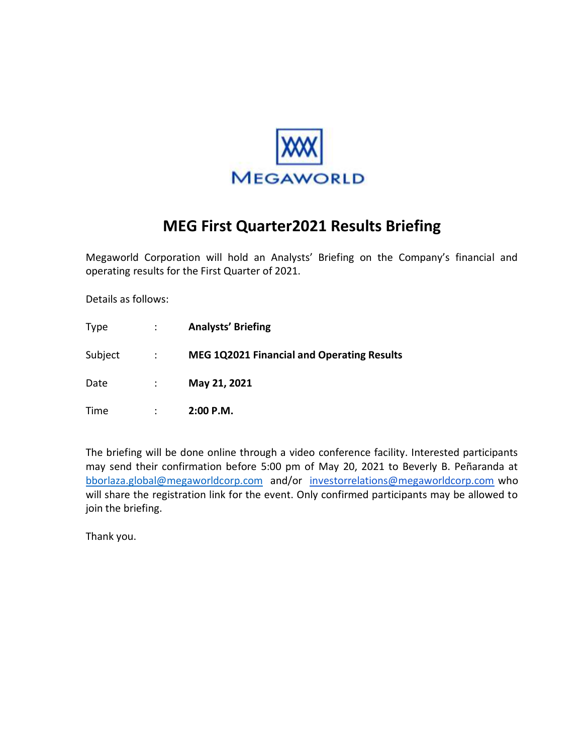MEGAWORLD

# MEG First Quarter2021 Results Briefing

Megaworld Corporation will hold an Analysts' Briefing on the Company's financial and operating results for the First Quarter of 2021.

Details as follows:

| | | |
|---|---|---|
| Type | : | **Analysts' Briefing** |
| Subject | : | **MEG 1Q2021 Financial and Operating Results** |
| Date | : | **May 21, 2021** |
| Time | : | **2:00 P.M.** |

The briefing will be done online through a video conference facility. Interested participants may send their confirmation before 5:00 pm of May 20, 2021 to Beverly B. Peñaranda at bborlaza.global@megaworldcorp.com and/or investorrelations@megaworldcorp.com who will share the registration link for the event. Only confirmed participants may be allowed to join the briefing.

Thank you.